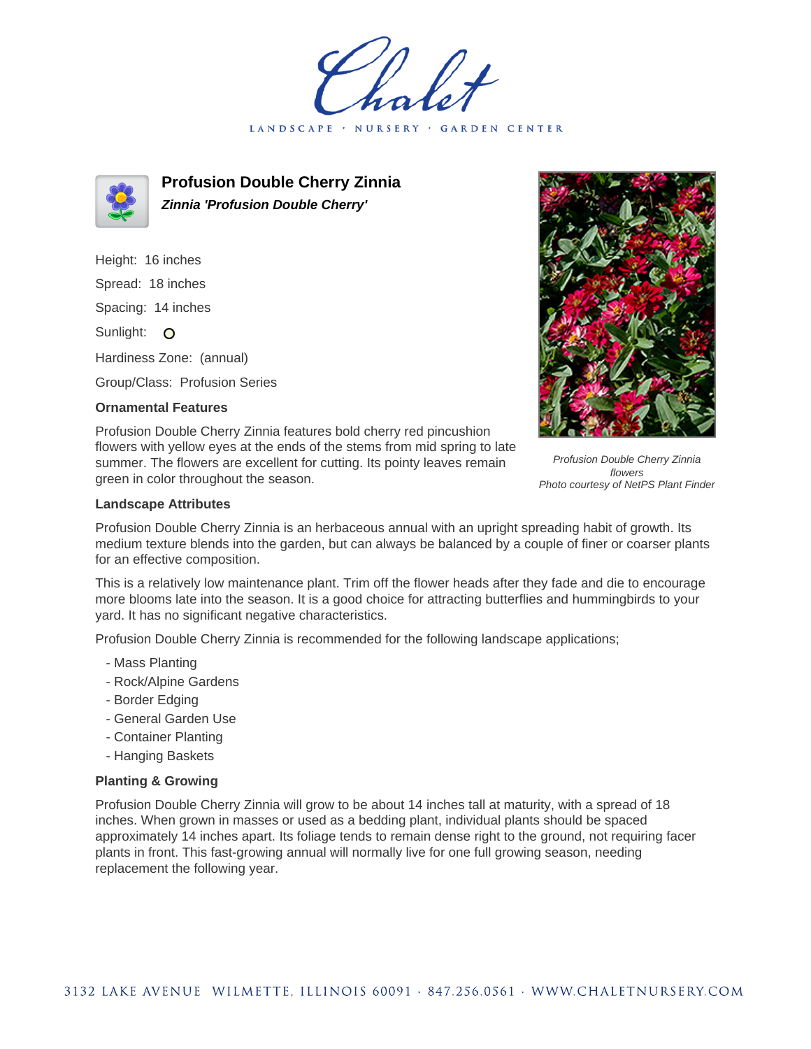# Chalet

LANDSCAPE · NURSERY · GARDEN CENTER

## Profusion Double Cherry Zinnia

***Zinnia 'Profusion Double Cherry'***

Height: 16 inches

Spread: 18 inches

Spacing: 14 inches

Sunlight: O

Hardiness Zone: (annual)

Group/Class: Profusion Series

### Ornamental Features

Profusion Double Cherry Zinnia features bold cherry red pincushion flowers with yellow eyes at the ends of the stems from mid spring to late summer. The flowers are excellent for cutting. Its pointy leaves remain green in color throughout the season.

*Profusion Double Cherry Zinnia flowers*
*Photo courtesy of NetPS Plant Finder*

### Landscape Attributes

Profusion Double Cherry Zinnia is an herbaceous annual with an upright spreading habit of growth. Its medium texture blends into the garden, but can always be balanced by a couple of finer or coarser plants for an effective composition.

This is a relatively low maintenance plant. Trim off the flower heads after they fade and die to encourage more blooms late into the season. It is a good choice for attracting butterflies and hummingbirds to your yard. It has no significant negative characteristics.

Profusion Double Cherry Zinnia is recommended for the following landscape applications;

- Mass Planting
- Rock/Alpine Gardens
- Border Edging
- General Garden Use
- Container Planting
- Hanging Baskets

### Planting & Growing

Profusion Double Cherry Zinnia will grow to be about 14 inches tall at maturity, with a spread of 18 inches. When grown in masses or used as a bedding plant, individual plants should be spaced approximately 14 inches apart. Its foliage tends to remain dense right to the ground, not requiring facer plants in front. This fast-growing annual will normally live for one full growing season, needing replacement the following year.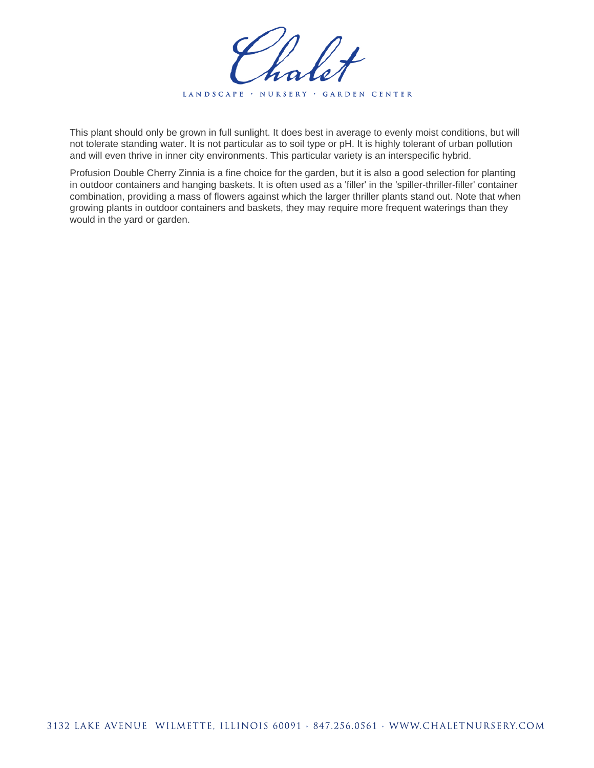This plant should only be grown in full sunlight. It does best in average to evenly moist conditions, but will not tolerate standing water. It is not particular as to soil type or pH. It is highly tolerant of urban pollution and will even thrive in inner city environments. This particular variety is an interspecific hybrid.

Profusion Double Cherry Zinnia is a fine choice for the garden, but it is also a good selection for planting in outdoor containers and hanging baskets. It is often used as a 'filler' in the 'spiller-thriller-filler' container combination, providing a mass of flowers against which the larger thriller plants stand out. Note that when growing plants in outdoor containers and baskets, they may require more frequent waterings than they would in the yard or garden.